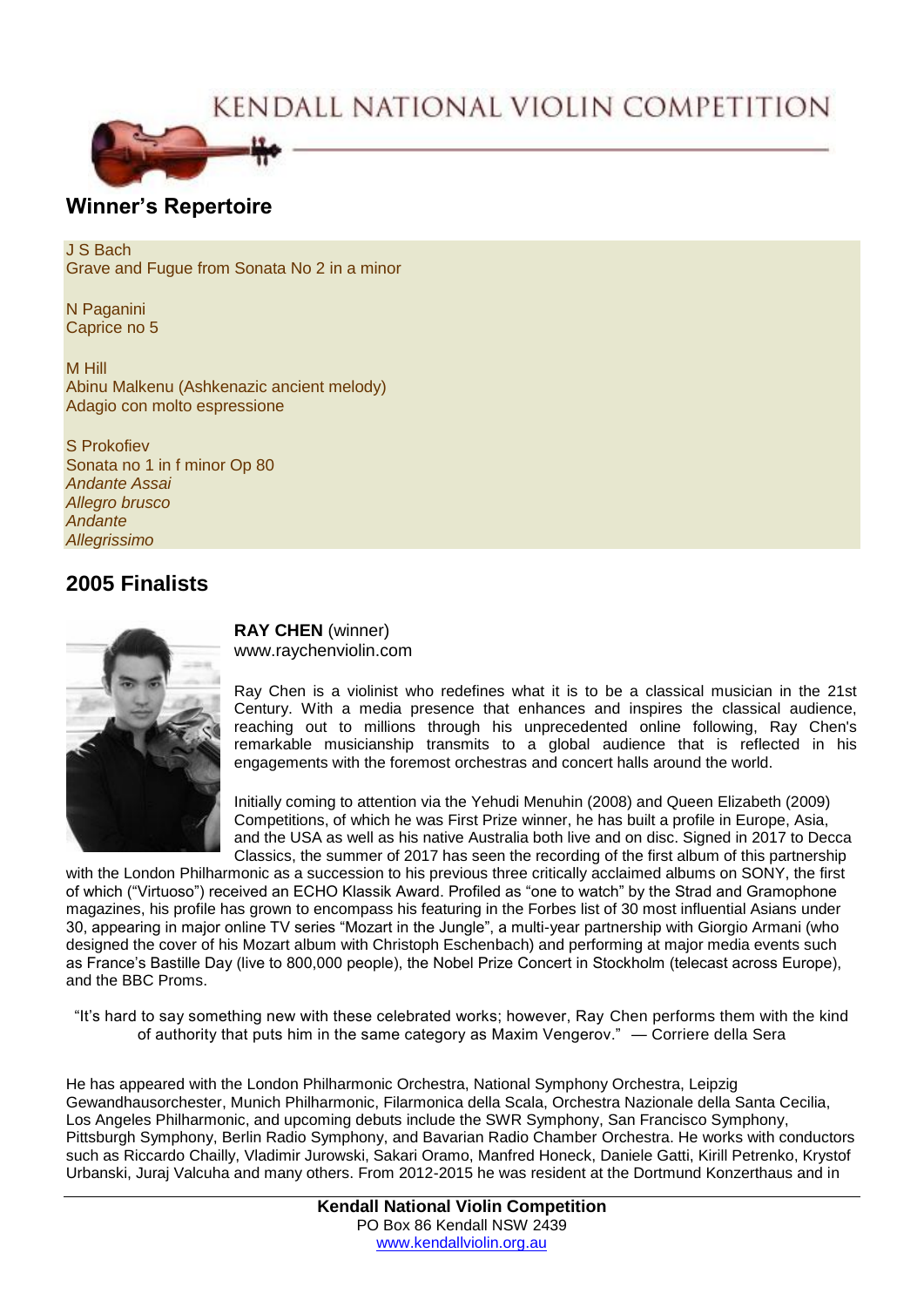# KENDALL NATIONAL VIOLIN COMPETITION

## Winner's Repertoire

J S Bach
Grave and Fugue from Sonata No 2 in a minor

N Paganini
Caprice no 5

M Hill
Abinu Malkenu (Ashkenazic ancient melody)
Adagio con molto espressione

S Prokofiev
Sonata no 1 in f minor Op 80
*Andante Assai*
*Allegro brusco*
*Andante*
*Allegrissimo*

## 2005 Finalists

**RAY CHEN** (winner)
www.raychenviolin.com

Ray Chen is a violinist who redefines what it is to be a classical musician in the 21st Century. With a media presence that enhances and inspires the classical audience, reaching out to millions through his unprecedented online following, Ray Chen's remarkable musicianship transmits to a global audience that is reflected in his engagements with the foremost orchestras and concert halls around the world.

Initially coming to attention via the Yehudi Menuhin (2008) and Queen Elizabeth (2009) Competitions, of which he was First Prize winner, he has built a profile in Europe, Asia, and the USA as well as his native Australia both live and on disc. Signed in 2017 to Decca Classics, the summer of 2017 has seen the recording of the first album of this partnership with the London Philharmonic as a succession to his previous three critically acclaimed albums on SONY, the first of which ("Virtuoso") received an ECHO Klassik Award. Profiled as "one to watch" by the Strad and Gramophone magazines, his profile has grown to encompass his featuring in the Forbes list of 30 most influential Asians under 30, appearing in major online TV series "Mozart in the Jungle", a multi-year partnership with Giorgio Armani (who designed the cover of his Mozart album with Christoph Eschenbach) and performing at major media events such as France's Bastille Day (live to 800,000 people), the Nobel Prize Concert in Stockholm (telecast across Europe), and the BBC Proms.

"It's hard to say something new with these celebrated works; however, Ray Chen performs them with the kind of authority that puts him in the same category as Maxim Vengerov." — Corriere della Sera

He has appeared with the London Philharmonic Orchestra, National Symphony Orchestra, Leipzig Gewandhausorchester, Munich Philharmonic, Filarmonica della Scala, Orchestra Nazionale della Santa Cecilia, Los Angeles Philharmonic, and upcoming debuts include the SWR Symphony, San Francisco Symphony, Pittsburgh Symphony, Berlin Radio Symphony, and Bavarian Radio Chamber Orchestra. He works with conductors such as Riccardo Chailly, Vladimir Jurowski, Sakari Oramo, Manfred Honeck, Daniele Gatti, Kirill Petrenko, Krystof Urbanski, Juraj Valcuha and many others. From 2012-2015 he was resident at the Dortmund Konzerthaus and in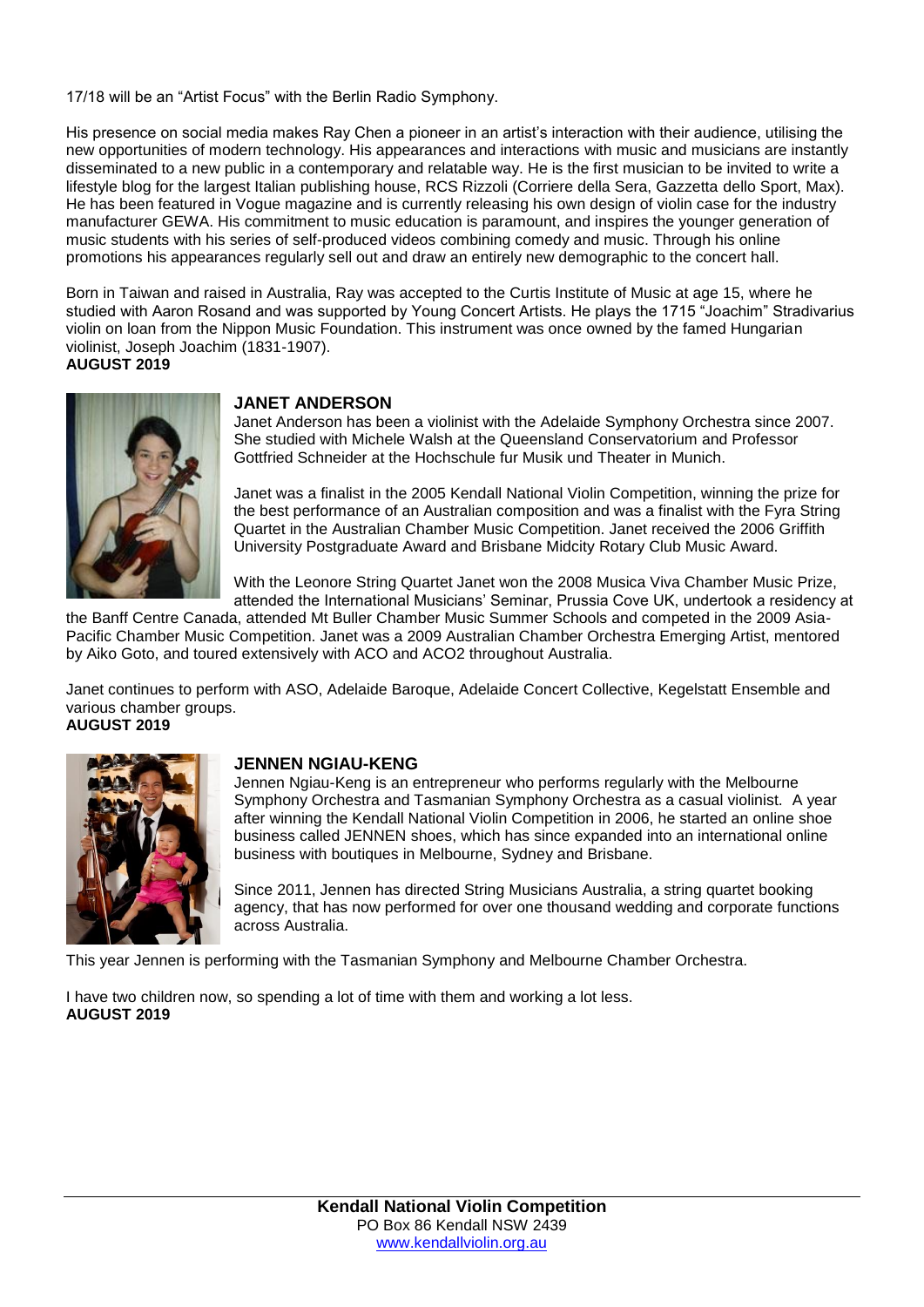17/18 will be an “Artist Focus” with the Berlin Radio Symphony.

His presence on social media makes Ray Chen a pioneer in an artist’s interaction with their audience, utilising the new opportunities of modern technology. His appearances and interactions with music and musicians are instantly disseminated to a new public in a contemporary and relatable way. He is the first musician to be invited to write a lifestyle blog for the largest Italian publishing house, RCS Rizzoli (Corriere della Sera, Gazzetta dello Sport, Max). He has been featured in Vogue magazine and is currently releasing his own design of violin case for the industry manufacturer GEWA. His commitment to music education is paramount, and inspires the younger generation of music students with his series of self-produced videos combining comedy and music. Through his online promotions his appearances regularly sell out and draw an entirely new demographic to the concert hall.

Born in Taiwan and raised in Australia, Ray was accepted to the Curtis Institute of Music at age 15, where he studied with Aaron Rosand and was supported by Young Concert Artists. He plays the 1715 “Joachim” Stradivarius violin on loan from the Nippon Music Foundation. This instrument was once owned by the famed Hungarian violinist, Joseph Joachim (1831-1907).

**AUGUST 2019**

## JANET ANDERSON

Janet Anderson has been a violinist with the Adelaide Symphony Orchestra since 2007. She studied with Michele Walsh at the Queensland Conservatorium and Professor Gottfried Schneider at the Hochschule fur Musik und Theater in Munich.

Janet was a finalist in the 2005 Kendall National Violin Competition, winning the prize for the best performance of an Australian composition and was a finalist with the Fyra String Quartet in the Australian Chamber Music Competition. Janet received the 2006 Griffith University Postgraduate Award and Brisbane Midcity Rotary Club Music Award.

With the Leonore String Quartet Janet won the 2008 Musica Viva Chamber Music Prize, attended the International Musicians’ Seminar, Prussia Cove UK, undertook a residency at the Banff Centre Canada, attended Mt Buller Chamber Music Summer Schools and competed in the 2009 Asia-Pacific Chamber Music Competition. Janet was a 2009 Australian Chamber Orchestra Emerging Artist, mentored by Aiko Goto, and toured extensively with ACO and ACO2 throughout Australia.

Janet continues to perform with ASO, Adelaide Baroque, Adelaide Concert Collective, Kegelstatt Ensemble and various chamber groups.

**AUGUST 2019**

## JENNEN NGIAU-KENG

Jennen Ngiau-Keng is an entrepreneur who performs regularly with the Melbourne Symphony Orchestra and Tasmanian Symphony Orchestra as a casual violinist. A year after winning the Kendall National Violin Competition in 2006, he started an online shoe business called JENNEN shoes, which has since expanded into an international online business with boutiques in Melbourne, Sydney and Brisbane.

Since 2011, Jennen has directed String Musicians Australia, a string quartet booking agency, that has now performed for over one thousand wedding and corporate functions across Australia.

This year Jennen is performing with the Tasmanian Symphony and Melbourne Chamber Orchestra.

I have two children now, so spending a lot of time with them and working a lot less.

**AUGUST 2019**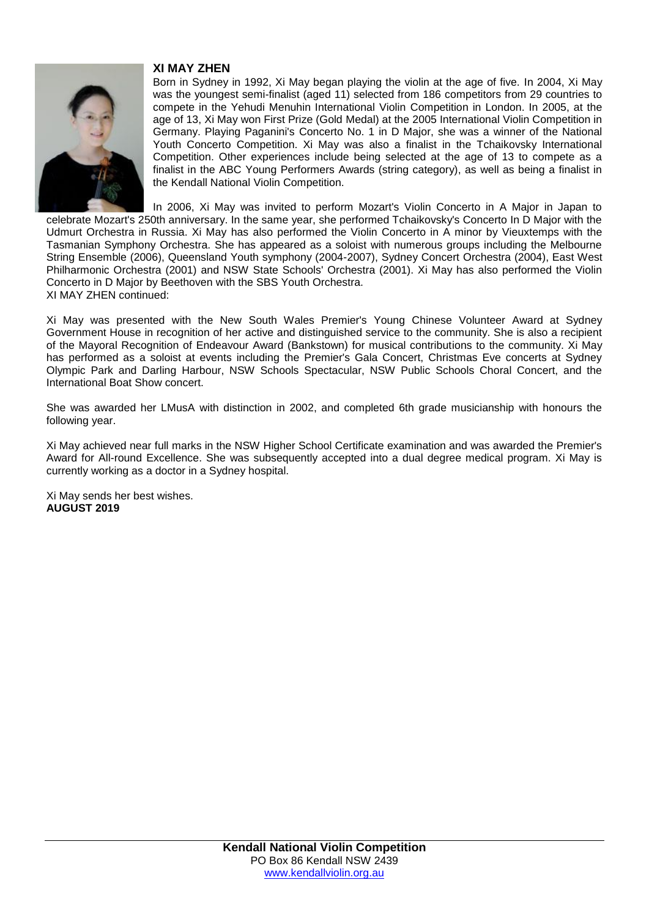**XI MAY ZHEN**

Born in Sydney in 1992, Xi May began playing the violin at the age of five. In 2004, Xi May was the youngest semi-finalist (aged 11) selected from 186 competitors from 29 countries to compete in the Yehudi Menuhin International Violin Competition in London. In 2005, at the age of 13, Xi May won First Prize (Gold Medal) at the 2005 International Violin Competition in Germany. Playing Paganini's Concerto No. 1 in D Major, she was a winner of the National Youth Concerto Competition. Xi May was also a finalist in the Tchaikovsky International Competition. Other experiences include being selected at the age of 13 to compete as a finalist in the ABC Young Performers Awards (string category), as well as being a finalist in the Kendall National Violin Competition.

In 2006, Xi May was invited to perform Mozart's Violin Concerto in A Major in Japan to celebrate Mozart's 250th anniversary. In the same year, she performed Tchaikovsky's Concerto In D Major with the Udmurt Orchestra in Russia. Xi May has also performed the Violin Concerto in A minor by Vieuxtemps with the Tasmanian Symphony Orchestra. She has appeared as a soloist with numerous groups including the Melbourne String Ensemble (2006), Queensland Youth symphony (2004-2007), Sydney Concert Orchestra (2004), East West Philharmonic Orchestra (2001) and NSW State Schools' Orchestra (2001). Xi May has also performed the Violin Concerto in D Major by Beethoven with the SBS Youth Orchestra.
XI MAY ZHEN continued:

Xi May was presented with the New South Wales Premier's Young Chinese Volunteer Award at Sydney Government House in recognition of her active and distinguished service to the community. She is also a recipient of the Mayoral Recognition of Endeavour Award (Bankstown) for musical contributions to the community. Xi May has performed as a soloist at events including the Premier's Gala Concert, Christmas Eve concerts at Sydney Olympic Park and Darling Harbour, NSW Schools Spectacular, NSW Public Schools Choral Concert, and the International Boat Show concert.

She was awarded her LMusA with distinction in 2002, and completed 6th grade musicianship with honours the following year.

Xi May achieved near full marks in the NSW Higher School Certificate examination and was awarded the Premier's Award for All-round Excellence. She was subsequently accepted into a dual degree medical program. Xi May is currently working as a doctor in a Sydney hospital.

Xi May sends her best wishes.
**AUGUST 2019**